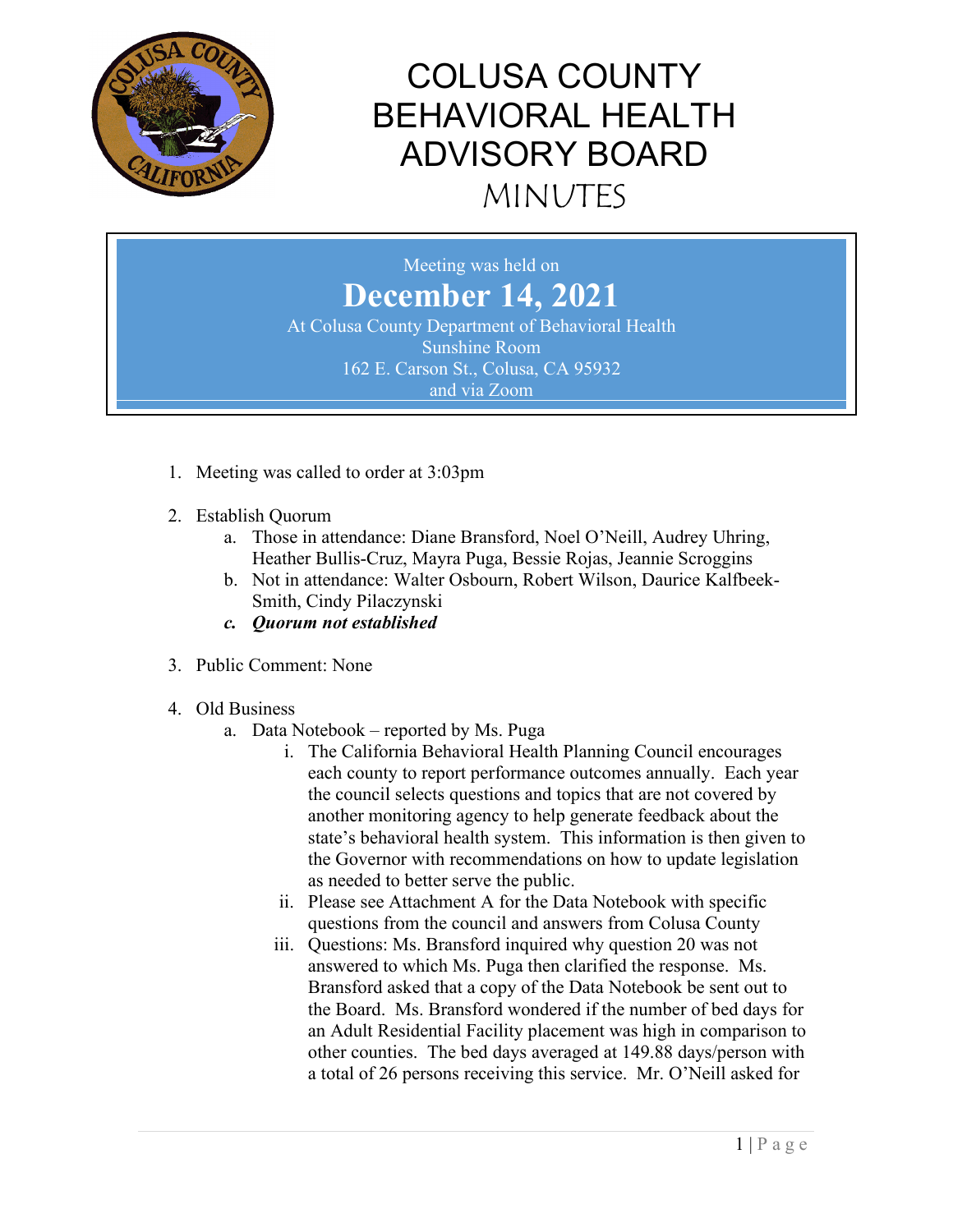# COLUSA COUNTY BEHAVIORAL HEALTH ADVISORY BOARD

## MINUTES

Meeting was held on

**December 14, 2021**

At Colusa County Department of Behavioral Health
Sunshine Room
162 E. Carson St., Colusa, CA 95932
and via Zoom

1. Meeting was called to order at 3:03pm

2. Establish Quorum
   a. Those in attendance: Diane Bransford, Noel O'Neill, Audrey Uhring, Heather Bullis-Cruz, Mayra Puga, Bessie Rojas, Jeannie Scroggins
   b. Not in attendance: Walter Osbourn, Robert Wilson, Daurice Kalfbeek-Smith, Cindy Pilaczynski
   c. ***Quorum not established***

3. Public Comment: None

4. Old Business
   a. Data Notebook – reported by Ms. Puga
      i. The California Behavioral Health Planning Council encourages each county to report performance outcomes annually. Each year the council selects questions and topics that are not covered by another monitoring agency to help generate feedback about the state's behavioral health system. This information is then given to the Governor with recommendations on how to update legislation as needed to better serve the public.
      ii. Please see Attachment A for the Data Notebook with specific questions from the council and answers from Colusa County
      iii. Questions: Ms. Bransford inquired why question 20 was not answered to which Ms. Puga then clarified the response. Ms. Bransford asked that a copy of the Data Notebook be sent out to the Board. Ms. Bransford wondered if the number of bed days for an Adult Residential Facility placement was high in comparison to other counties. The bed days averaged at 149.88 days/person with a total of 26 persons receiving this service. Mr. O'Neill asked for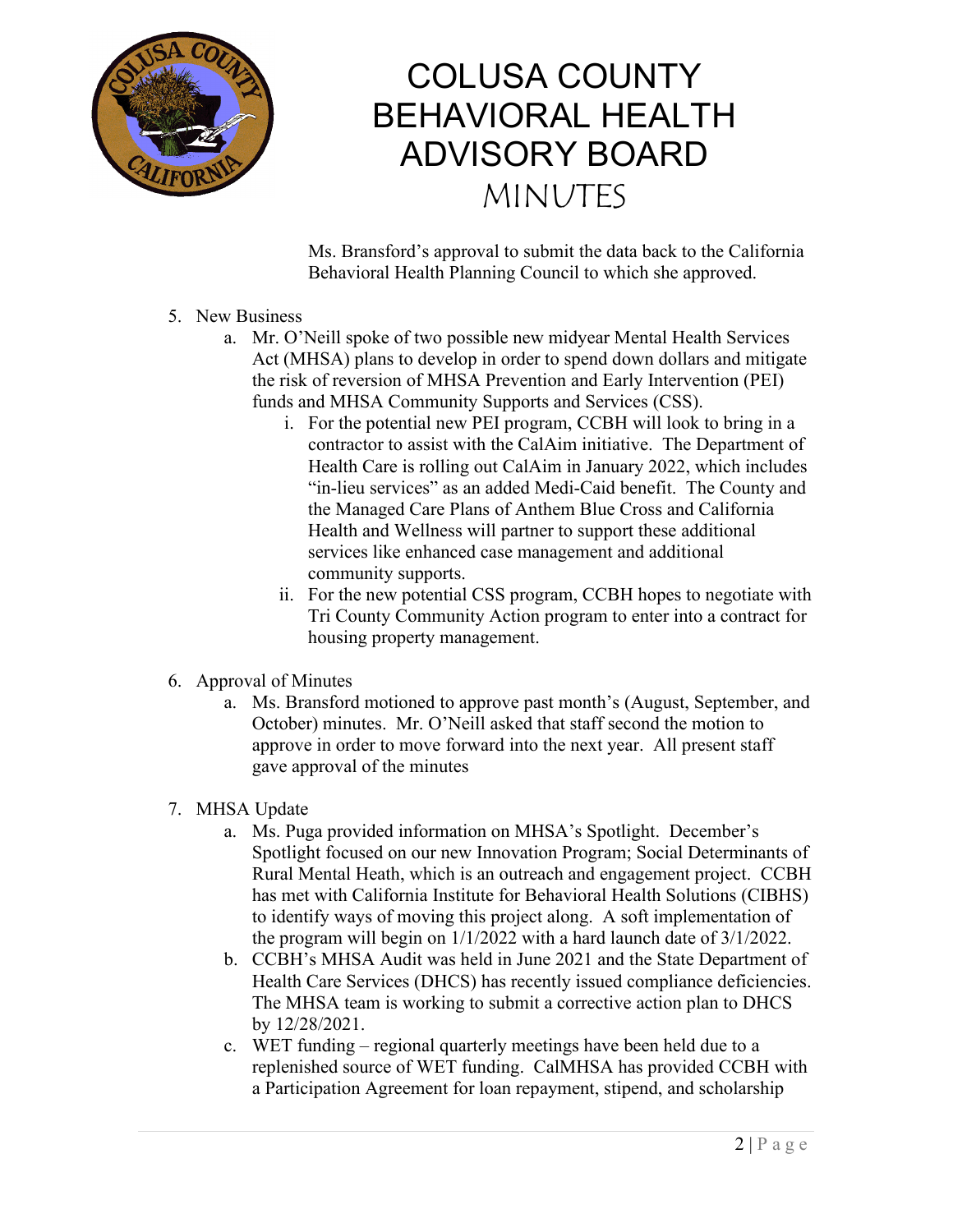Ms. Bransford's approval to submit the data back to the California Behavioral Health Planning Council to which she approved.

5. New Business
    a. Mr. O'Neill spoke of two possible new midyear Mental Health Services Act (MHSA) plans to develop in order to spend down dollars and mitigate the risk of reversion of MHSA Prevention and Early Intervention (PEI) funds and MHSA Community Supports and Services (CSS).
        i. For the potential new PEI program, CCBH will look to bring in a contractor to assist with the CalAim initiative. The Department of Health Care is rolling out CalAim in January 2022, which includes "in-lieu services" as an added Medi-Caid benefit. The County and the Managed Care Plans of Anthem Blue Cross and California Health and Wellness will partner to support these additional services like enhanced case management and additional community supports.
        ii. For the new potential CSS program, CCBH hopes to negotiate with Tri County Community Action program to enter into a contract for housing property management.

6. Approval of Minutes
    a. Ms. Bransford motioned to approve past month's (August, September, and October) minutes. Mr. O'Neill asked that staff second the motion to approve in order to move forward into the next year. All present staff gave approval of the minutes

7. MHSA Update
    a. Ms. Puga provided information on MHSA's Spotlight. December's Spotlight focused on our new Innovation Program; Social Determinants of Rural Mental Heath, which is an outreach and engagement project. CCBH has met with California Institute for Behavioral Health Solutions (CIBHS) to identify ways of moving this project along. A soft implementation of the program will begin on 1/1/2022 with a hard launch date of 3/1/2022.
    b. CCBH's MHSA Audit was held in June 2021 and the State Department of Health Care Services (DHCS) has recently issued compliance deficiencies. The MHSA team is working to submit a corrective action plan to DHCS by 12/28/2021.
    c. WET funding – regional quarterly meetings have been held due to a replenished source of WET funding. CalMHSA has provided CCBH with a Participation Agreement for loan repayment, stipend, and scholarship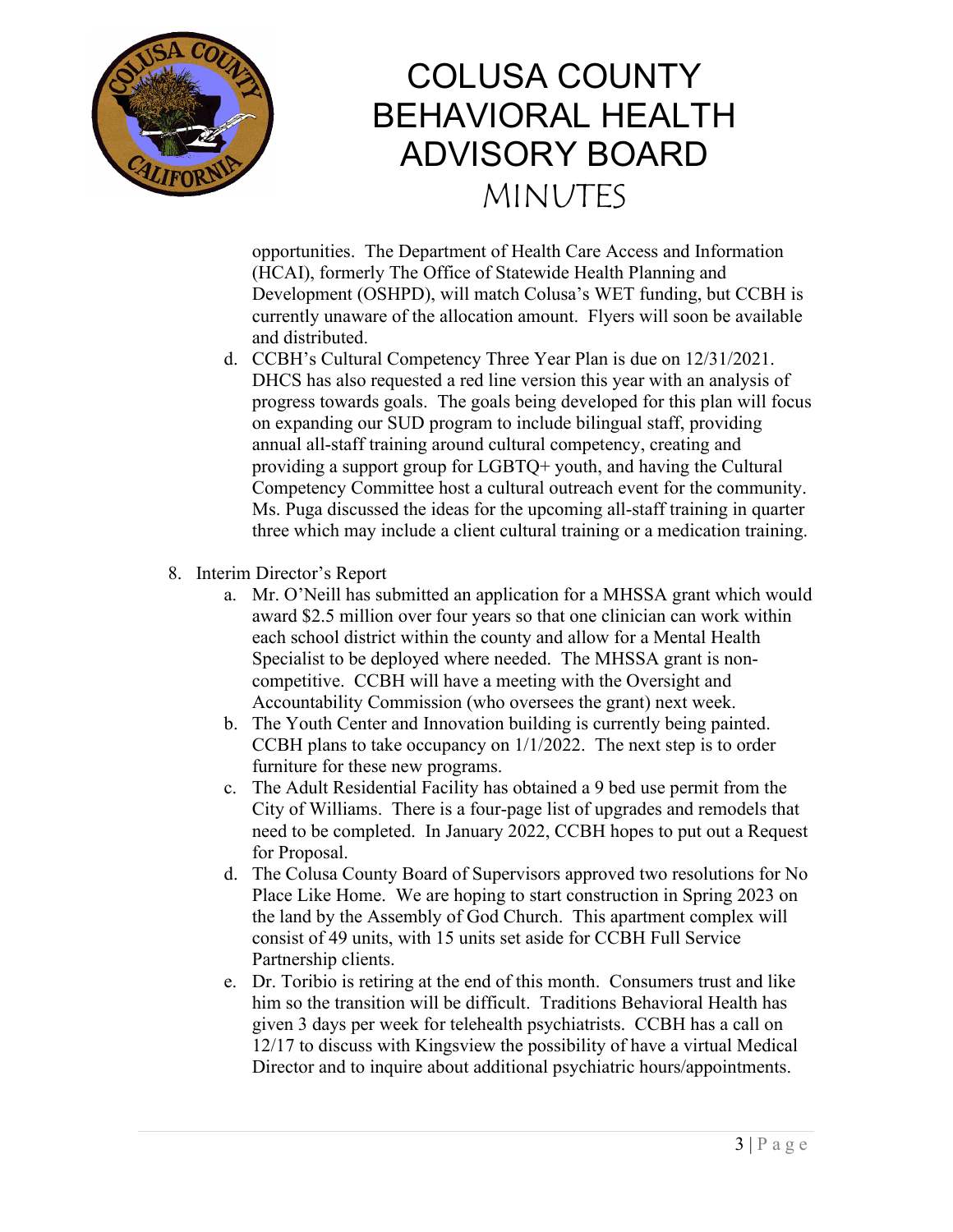opportunities. The Department of Health Care Access and Information (HCAI), formerly The Office of Statewide Health Planning and Development (OSHPD), will match Colusa's WET funding, but CCBH is currently unaware of the allocation amount. Flyers will soon be available and distributed.

d. CCBH's Cultural Competency Three Year Plan is due on 12/31/2021. DHCS has also requested a red line version this year with an analysis of progress towards goals. The goals being developed for this plan will focus on expanding our SUD program to include bilingual staff, providing annual all-staff training around cultural competency, creating and providing a support group for LGBTQ+ youth, and having the Cultural Competency Committee host a cultural outreach event for the community. Ms. Puga discussed the ideas for the upcoming all-staff training in quarter three which may include a client cultural training or a medication training.

8. Interim Director's Report
   a. Mr. O'Neill has submitted an application for a MHSSA grant which would award $2.5 million over four years so that one clinician can work within each school district within the county and allow for a Mental Health Specialist to be deployed where needed. The MHSSA grant is non-competitive. CCBH will have a meeting with the Oversight and Accountability Commission (who oversees the grant) next week.
   b. The Youth Center and Innovation building is currently being painted. CCBH plans to take occupancy on 1/1/2022. The next step is to order furniture for these new programs.
   c. The Adult Residential Facility has obtained a 9 bed use permit from the City of Williams. There is a four-page list of upgrades and remodels that need to be completed. In January 2022, CCBH hopes to put out a Request for Proposal.
   d. The Colusa County Board of Supervisors approved two resolutions for No Place Like Home. We are hoping to start construction in Spring 2023 on the land by the Assembly of God Church. This apartment complex will consist of 49 units, with 15 units set aside for CCBH Full Service Partnership clients.
   e. Dr. Toribio is retiring at the end of this month. Consumers trust and like him so the transition will be difficult. Traditions Behavioral Health has given 3 days per week for telehealth psychiatrists. CCBH has a call on 12/17 to discuss with Kingsview the possibility of have a virtual Medical Director and to inquire about additional psychiatric hours/appointments.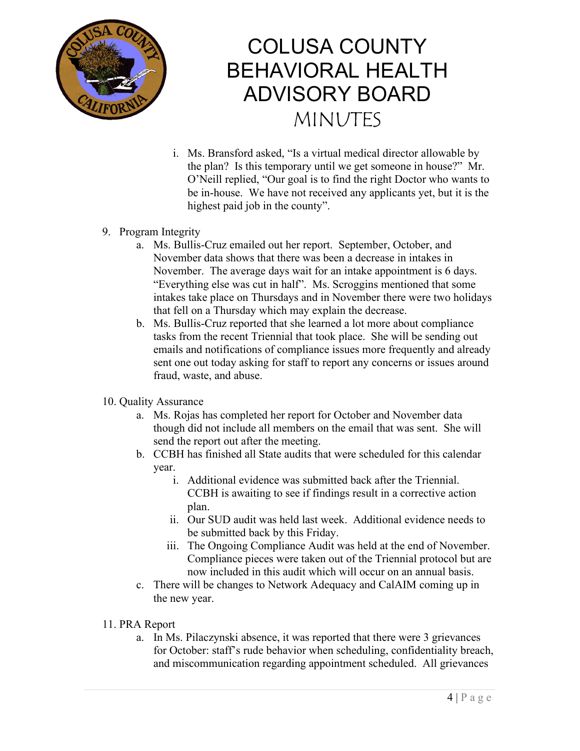i. Ms. Bransford asked, "Is a virtual medical director allowable by the plan? Is this temporary until we get someone in house?" Mr. O'Neill replied, "Our goal is to find the right Doctor who wants to be in-house. We have not received any applicants yet, but it is the highest paid job in the county".

9. Program Integrity
   a. Ms. Bullis-Cruz emailed out her report. September, October, and November data shows that there was been a decrease in intakes in November. The average days wait for an intake appointment is 6 days. "Everything else was cut in half". Ms. Scroggins mentioned that some intakes take place on Thursdays and in November there were two holidays that fell on a Thursday which may explain the decrease.
   b. Ms. Bullis-Cruz reported that she learned a lot more about compliance tasks from the recent Triennial that took place. She will be sending out emails and notifications of compliance issues more frequently and already sent one out today asking for staff to report any concerns or issues around fraud, waste, and abuse.

10. Quality Assurance
    a. Ms. Rojas has completed her report for October and November data though did not include all members on the email that was sent. She will send the report out after the meeting.
    b. CCBH has finished all State audits that were scheduled for this calendar year.
       i. Additional evidence was submitted back after the Triennial. CCBH is awaiting to see if findings result in a corrective action plan.
       ii. Our SUD audit was held last week. Additional evidence needs to be submitted back by this Friday.
       iii. The Ongoing Compliance Audit was held at the end of November. Compliance pieces were taken out of the Triennial protocol but are now included in this audit which will occur on an annual basis.
    c. There will be changes to Network Adequacy and CalAIM coming up in the new year.

11. PRA Report
    a. In Ms. Pilaczynski absence, it was reported that there were 3 grievances for October: staff's rude behavior when scheduling, confidentiality breach, and miscommunication regarding appointment scheduled. All grievances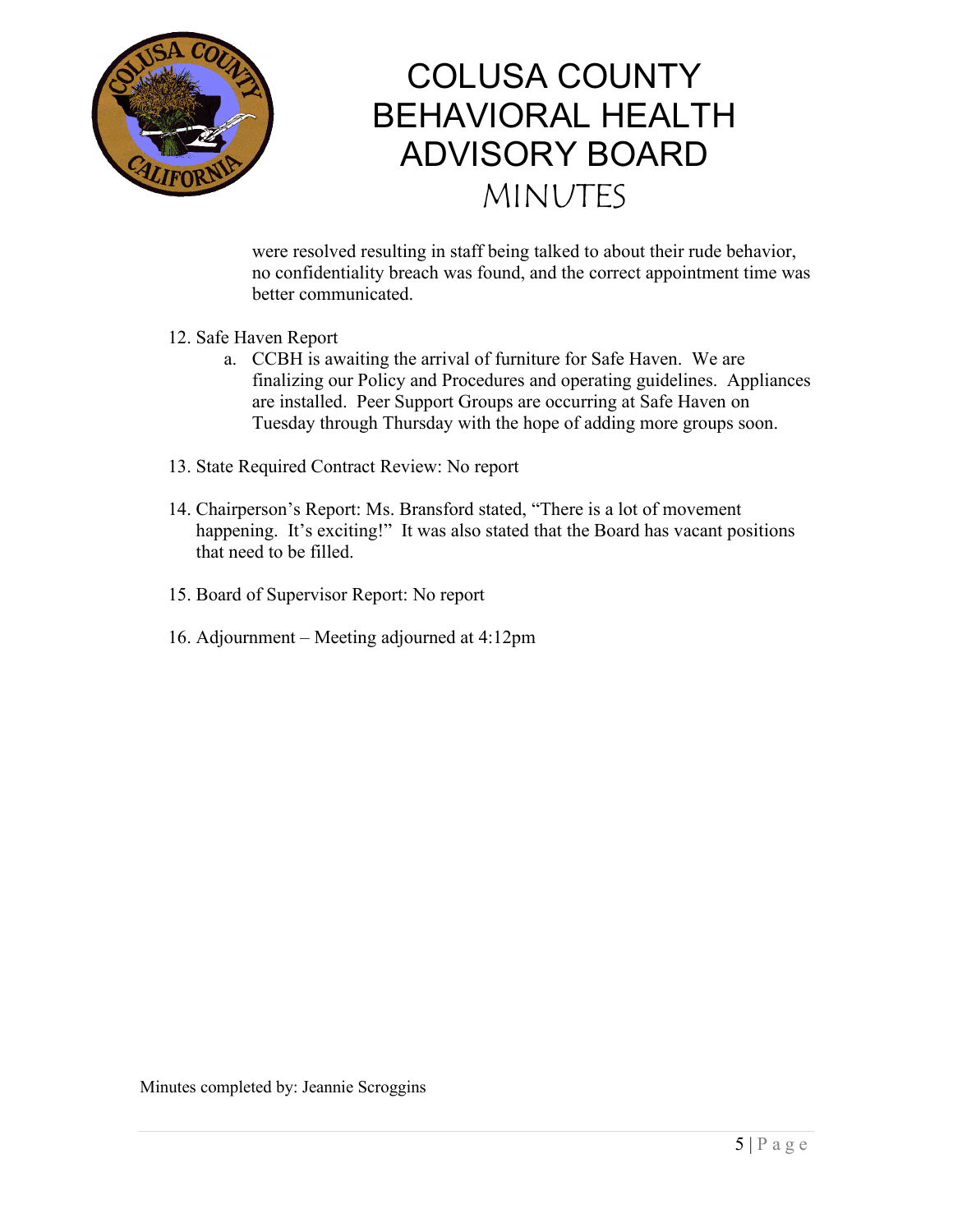were resolved resulting in staff being talked to about their rude behavior, no confidentiality breach was found, and the correct appointment time was better communicated.

12. Safe Haven Report
    a. CCBH is awaiting the arrival of furniture for Safe Haven. We are finalizing our Policy and Procedures and operating guidelines. Appliances are installed. Peer Support Groups are occurring at Safe Haven on Tuesday through Thursday with the hope of adding more groups soon.

13. State Required Contract Review: No report

14. Chairperson's Report: Ms. Bransford stated, "There is a lot of movement happening. It's exciting!" It was also stated that the Board has vacant positions that need to be filled.

15. Board of Supervisor Report: No report

16. Adjournment – Meeting adjourned at 4:12pm

Minutes completed by: Jeannie Scroggins